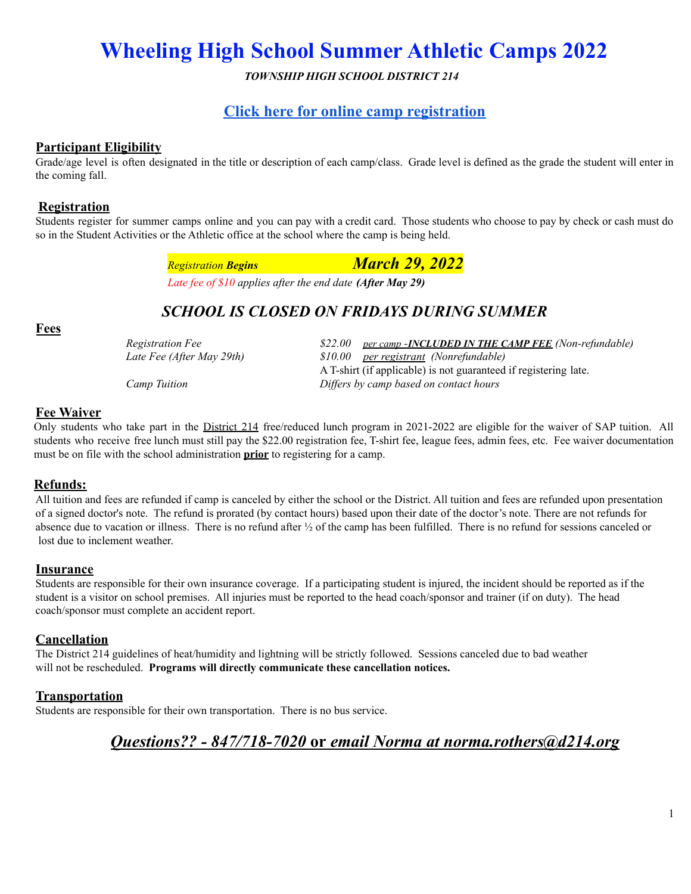# Wheeling High School Summer Athletic Camps 2022

***TOWNSHIP HIGH SCHOOL DISTRICT 214***

## [Click here for online camp registration]

### Participant Eligibility

Grade/age level is often designated in the title or description of each camp/class. Grade level is defined as the grade the student will enter in the coming fall.

### Registration

Students register for summer camps online and you can pay with a credit card. Those students who choose to pay by check or cash must do so in the Student Activities or the Athletic office at the school where the camp is being held.

*Registration **Begins*** ***March 29, 2022***

*Late fee of $10 applies after the end date **(After May 29)***

## *SCHOOL IS CLOSED ON FRIDAYS DURING SUMMER*

### Fees

| | |
|---|---|
| *Registration Fee* | *$22.00 per camp -**INCLUDED IN THE CAMP FEE** (Non-refundable)* |
| *Late Fee (After May 29th)* | *$10.00 per registrant (Nonrefundable)* |
| | A T-shirt (if applicable) is not guaranteed if registering late. |
| *Camp Tuition* | *Differs by camp based on contact hours* |

### Fee Waiver

Only students who take part in the District 214 free/reduced lunch program in 2021-2022 are eligible for the waiver of SAP tuition. All students who receive free lunch must still pay the $22.00 registration fee, T-shirt fee, league fees, admin fees, etc. Fee waiver documentation must be on file with the school administration **prior** to registering for a camp.

### Refunds:

All tuition and fees are refunded if camp is canceled by either the school or the District. All tuition and fees are refunded upon presentation of a signed doctor's note. The refund is prorated (by contact hours) based upon their date of the doctor's note. There are not refunds for absence due to vacation or illness. There is no refund after ½ of the camp has been fulfilled. There is no refund for sessions canceled or lost due to inclement weather.

### Insurance

Students are responsible for their own insurance coverage. If a participating student is injured, the incident should be reported as if the student is a visitor on school premises. All injuries must be reported to the head coach/sponsor and trainer (if on duty). The head coach/sponsor must complete an accident report.

### Cancellation

The District 214 guidelines of heat/humidity and lightning will be strictly followed. Sessions canceled due to bad weather will not be rescheduled. **Programs will directly communicate these cancellation notices.**

### Transportation

Students are responsible for their own transportation. There is no bus service.

## *Questions?? - 847/718-7020* or *email Norma at norma.rothers@d214.org*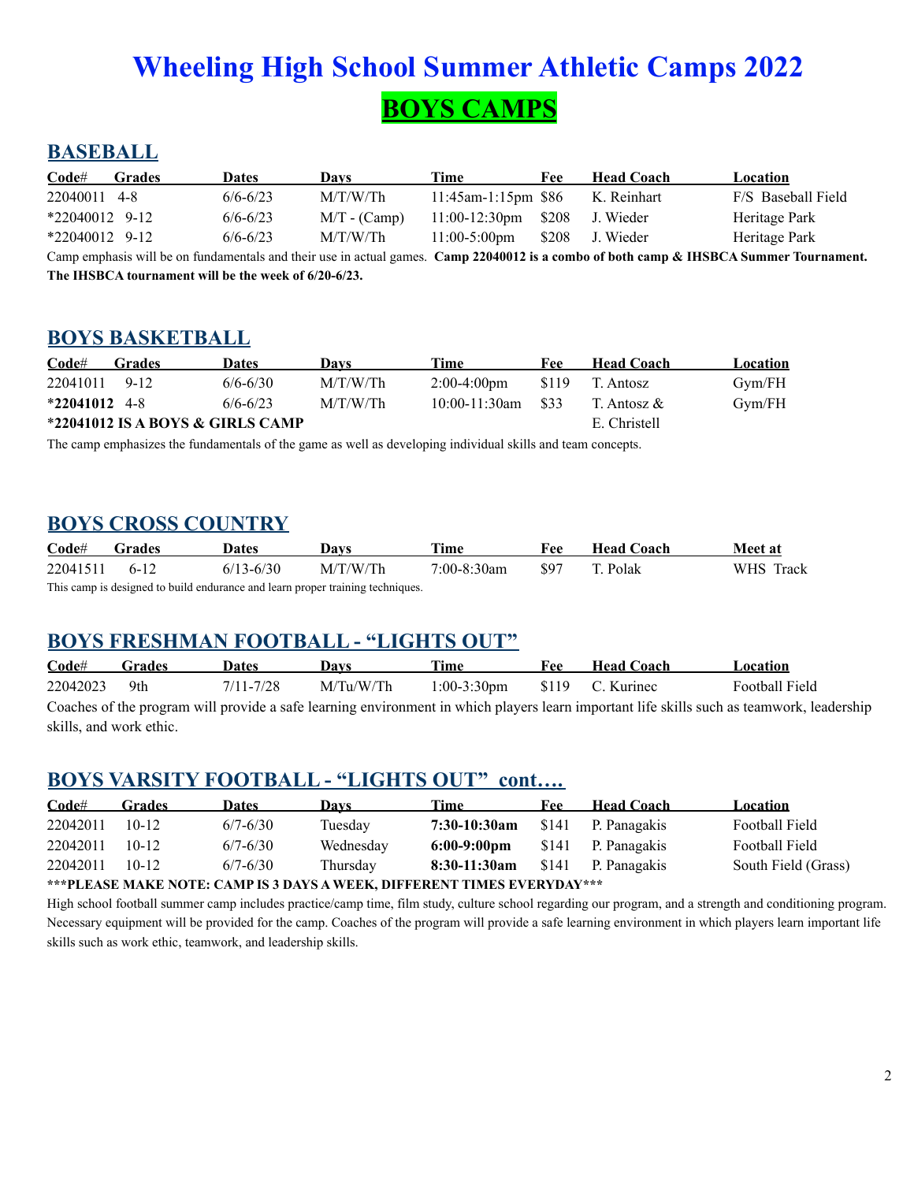# Wheeling High School Summer Athletic Camps 2022

## BOYS CAMPS

### BASEBALL

| Code# | Grades | Dates | Days | Time | Fee | Head Coach | Location |
|---|---|---|---|---|---|---|---|
| 22040011 | 4-8 | 6/6-6/23 | M/T/W/Th | 11:45am-1:15pm | $86 | K. Reinhart | F/S Baseball Field |
| *22040012 | 9-12 | 6/6-6/23 | M/T - (Camp) | 11:00-12:30pm | $208 | J. Wieder | Heritage Park |
| *22040012 | 9-12 | 6/6-6/23 | M/T/W/Th | 11:00-5:00pm | $208 | J. Wieder | Heritage Park |

Camp emphasis will be on fundamentals and their use in actual games. **Camp 22040012 is a combo of both camp & IHSBCA Summer Tournament. The IHSBCA tournament will be the week of 6/20-6/23.**

### BOYS BASKETBALL

| Code# | Grades | Dates | Days | Time | Fee | Head Coach | Location |
|---|---|---|---|---|---|---|---|
| 22041011 | 9-12 | 6/6-6/30 | M/T/W/Th | 2:00-4:00pm | $119 | T. Antosz | Gym/FH |
| ***22041012** | 4-8 | 6/6-6/23 | M/T/W/Th | 10:00-11:30am | $33 | T. Antosz & E. Christell | Gym/FH |

***22041012 IS A BOYS & GIRLS CAMP**

The camp emphasizes the fundamentals of the game as well as developing individual skills and team concepts.

### BOYS CROSS COUNTRY

| Code# | Grades | Dates | Days | Time | Fee | Head Coach | Meet at |
|---|---|---|---|---|---|---|---|
| 22041511 | 6-12 | 6/13-6/30 | M/T/W/Th | 7:00-8:30am | $97 | T. Polak | WHS Track |

This camp is designed to build endurance and learn proper training techniques.

### BOYS FRESHMAN FOOTBALL - "LIGHTS OUT"

| Code# | Grades | Dates | Days | Time | Fee | Head Coach | Location |
|---|---|---|---|---|---|---|---|
| 22042023 | 9th | 7/11-7/28 | M/Tu/W/Th | 1:00-3:30pm | $119 | C. Kurinec | Football Field |

Coaches of the program will provide a safe learning environment in which players learn important life skills such as teamwork, leadership skills, and work ethic.

### BOYS VARSITY FOOTBALL - "LIGHTS OUT" cont….

| Code# | Grades | Dates | Days | Time | Fee | Head Coach | Location |
|---|---|---|---|---|---|---|---|
| 22042011 | 10-12 | 6/7-6/30 | Tuesday | **7:30-10:30am** | $141 | P. Panagakis | Football Field |
| 22042011 | 10-12 | 6/7-6/30 | Wednesday | **6:00-9:00pm** | $141 | P. Panagakis | Football Field |
| 22042011 | 10-12 | 6/7-6/30 | Thursday | **8:30-11:30am** | $141 | P. Panagakis | South Field (Grass) |

**\*\*\*PLEASE MAKE NOTE: CAMP IS 3 DAYS A WEEK, DIFFERENT TIMES EVERYDAY\*\*\***

High school football summer camp includes practice/camp time, film study, culture school regarding our program, and a strength and conditioning program. Necessary equipment will be provided for the camp. Coaches of the program will provide a safe learning environment in which players learn important life skills such as work ethic, teamwork, and leadership skills.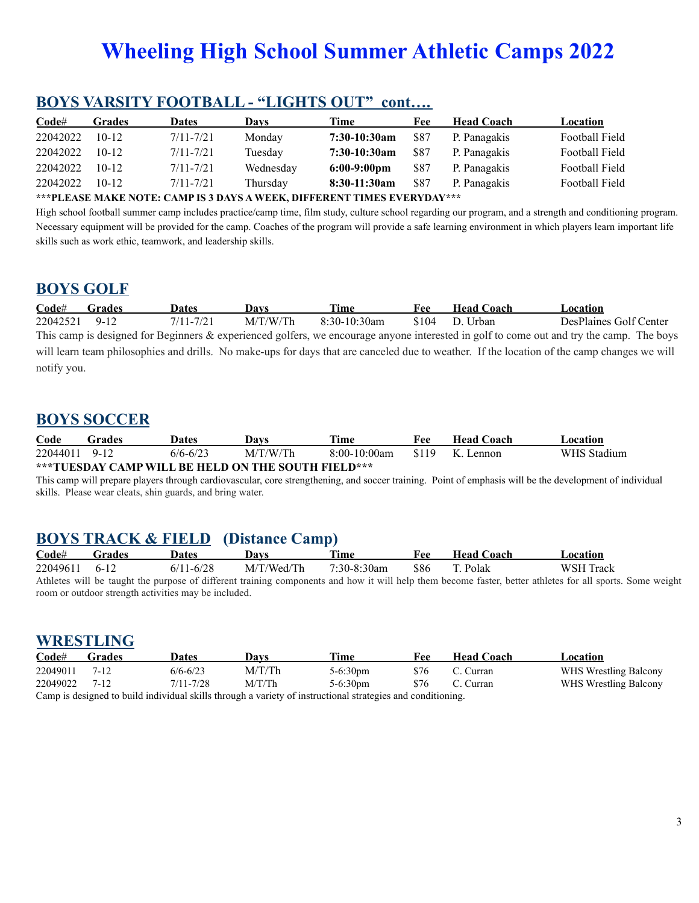# Wheeling High School Summer Athletic Camps 2022

## BOYS VARSITY FOOTBALL - "LIGHTS OUT" cont….

| Code# | Grades | Dates | Days | Time | Fee | Head Coach | Location |
|---|---|---|---|---|---|---|---|
| 22042022 | 10-12 | 7/11-7/21 | Monday | **7:30-10:30am** | $87 | P. Panagakis | Football Field |
| 22042022 | 10-12 | 7/11-7/21 | Tuesday | **7:30-10:30am** | $87 | P. Panagakis | Football Field |
| 22042022 | 10-12 | 7/11-7/21 | Wednesday | **6:00-9:00pm** | $87 | P. Panagakis | Football Field |
| 22042022 | 10-12 | 7/11-7/21 | Thursday | **8:30-11:30am** | $87 | P. Panagakis | Football Field |

**\*\*\*PLEASE MAKE NOTE: CAMP IS 3 DAYS A WEEK, DIFFERENT TIMES EVERYDAY\*\*\***

High school football summer camp includes practice/camp time, film study, culture school regarding our program, and a strength and conditioning program. Necessary equipment will be provided for the camp. Coaches of the program will provide a safe learning environment in which players learn important life skills such as work ethic, teamwork, and leadership skills.

## BOYS GOLF

| Code# | Grades | Dates | Days | Time | Fee | Head Coach | Location |
|---|---|---|---|---|---|---|---|
| 22042521 | 9-12 | 7/11-7/21 | M/T/W/Th | 8:30-10:30am | $104 | D. Urban | DesPlaines Golf Center |

This camp is designed for Beginners & experienced golfers, we encourage anyone interested in golf to come out and try the camp. The boys will learn team philosophies and drills. No make-ups for days that are canceled due to weather. If the location of the camp changes we will notify you.

## BOYS SOCCER

| Code | Grades | Dates | Days | Time | Fee | Head Coach | Location |
|---|---|---|---|---|---|---|---|
| 22044011 | 9-12 | 6/6-6/23 | M/T/W/Th | 8:00-10:00am | $119 | K. Lennon | WHS Stadium |

**\*\*\*TUESDAY CAMP WILL BE HELD ON THE SOUTH FIELD\*\*\***

This camp will prepare players through cardiovascular, core strengthening, and soccer training. Point of emphasis will be the development of individual skills. Please wear cleats, shin guards, and bring water.

## BOYS TRACK & FIELD (Distance Camp)

| Code# | Grades | Dates | Days | Time | Fee | Head Coach | Location |
|---|---|---|---|---|---|---|---|
| 22049611 | 6-12 | 6/11-6/28 | M/T/Wed/Th | 7:30-8:30am | $86 | T. Polak | WSH Track |

Athletes will be taught the purpose of different training components and how it will help them become faster, better athletes for all sports. Some weight room or outdoor strength activities may be included.

## WRESTLING

| Code# | Grades | Dates | Days | Time | Fee | Head Coach | Location |
|---|---|---|---|---|---|---|---|
| 22049011 | 7-12 | 6/6-6/23 | M/T/Th | 5-6:30pm | $76 | C. Curran | WHS Wrestling Balcony |
| 22049022 | 7-12 | 7/11-7/28 | M/T/Th | 5-6:30pm | $76 | C. Curran | WHS Wrestling Balcony |

Camp is designed to build individual skills through a variety of instructional strategies and conditioning.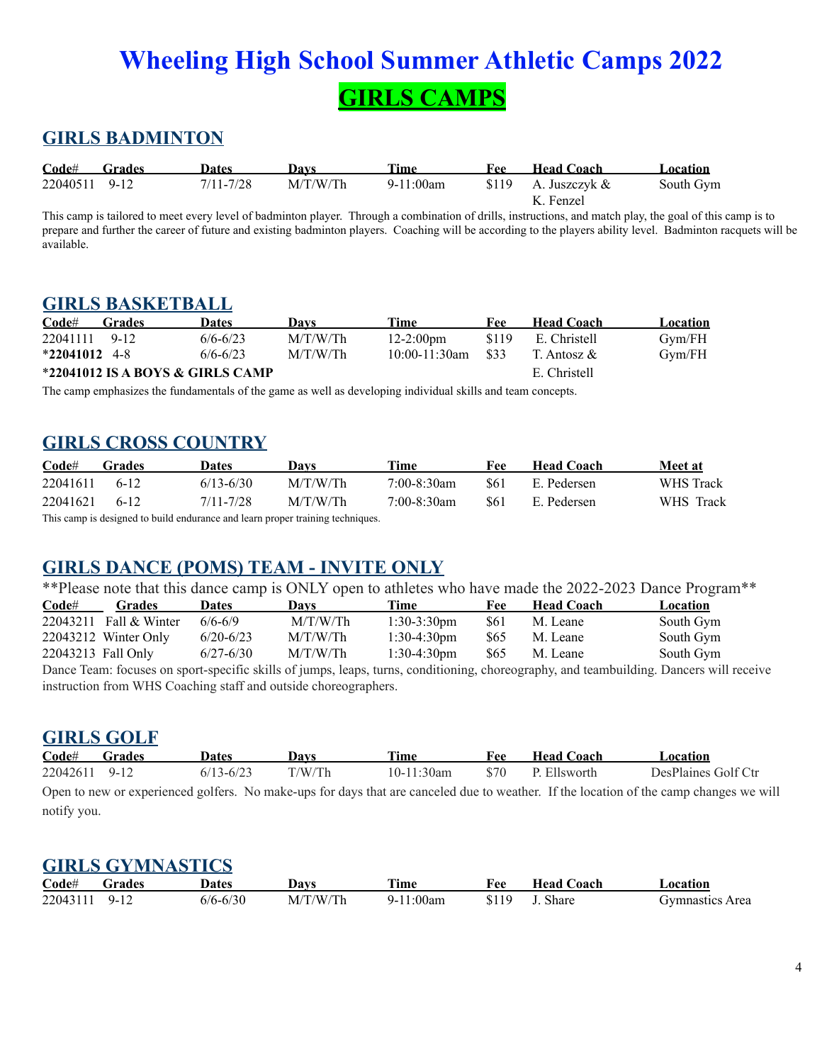# Wheeling High School Summer Athletic Camps 2022

## GIRLS CAMPS

### GIRLS BADMINTON

| Code# | Grades | Dates | Days | Time | Fee | Head Coach | Location |
|---|---|---|---|---|---|---|---|
| 22040511 | 9-12 | 7/11-7/28 | M/T/W/Th | 9-11:00am | $119 | A. Juszczyk & K. Fenzel | South Gym |

This camp is tailored to meet every level of badminton player. Through a combination of drills, instructions, and match play, the goal of this camp is to prepare and further the career of future and existing badminton players. Coaching will be according to the players ability level. Badminton racquets will be available.

### GIRLS BASKETBALL

| Code# | Grades | Dates | Days | Time | Fee | Head Coach | Location |
|---|---|---|---|---|---|---|---|
| 22041111 | 9-12 | 6/6-6/23 | M/T/W/Th | 12-2:00pm | $119 | E. Christell | Gym/FH |
| ***22041012** | 4-8 | 6/6-6/23 | M/T/W/Th | 10:00-11:30am | $33 | T. Antosz & E. Christell | Gym/FH |

***22041012 IS A BOYS & GIRLS CAMP**

The camp emphasizes the fundamentals of the game as well as developing individual skills and team concepts.

### GIRLS CROSS COUNTRY

| Code# | Grades | Dates | Days | Time | Fee | Head Coach | Meet at |
|---|---|---|---|---|---|---|---|
| 22041611 | 6-12 | 6/13-6/30 | M/T/W/Th | 7:00-8:30am | $61 | E. Pedersen | WHS Track |
| 22041621 | 6-12 | 7/11-7/28 | M/T/W/Th | 7:00-8:30am | $61 | E. Pedersen | WHS Track |

This camp is designed to build endurance and learn proper training techniques.

### GIRLS DANCE (POMS) TEAM - INVITE ONLY

**Please note that this dance camp is ONLY open to athletes who have made the 2022-2023 Dance Program**

| Code# | Grades | Dates | Days | Time | Fee | Head Coach | Location |
|---|---|---|---|---|---|---|---|
| 22043211 | Fall & Winter | 6/6-6/9 | M/T/W/Th | 1:30-3:30pm | $61 | M. Leane | South Gym |
| 22043212 | Winter Only | 6/20-6/23 | M/T/W/Th | 1:30-4:30pm | $65 | M. Leane | South Gym |
| 22043213 | Fall Only | 6/27-6/30 | M/T/W/Th | 1:30-4:30pm | $65 | M. Leane | South Gym |

Dance Team: focuses on sport-specific skills of jumps, leaps, turns, conditioning, choreography, and teambuilding. Dancers will receive instruction from WHS Coaching staff and outside choreographers.

### GIRLS GOLF

| Code# | Grades | Dates | Days | Time | Fee | Head Coach | Location |
|---|---|---|---|---|---|---|---|
| 22042611 | 9-12 | 6/13-6/23 | T/W/Th | 10-11:30am | $70 | P. Ellsworth | DesPlaines Golf Ctr |

Open to new or experienced golfers. No make-ups for days that are canceled due to weather. If the location of the camp changes we will notify you.

### GIRLS GYMNASTICS

| Code# | Grades | Dates | Days | Time | Fee | Head Coach | Location |
|---|---|---|---|---|---|---|---|
| 22043111 | 9-12 | 6/6-6/30 | M/T/W/Th | 9-11:00am | $119 | J. Share | Gymnastics Area |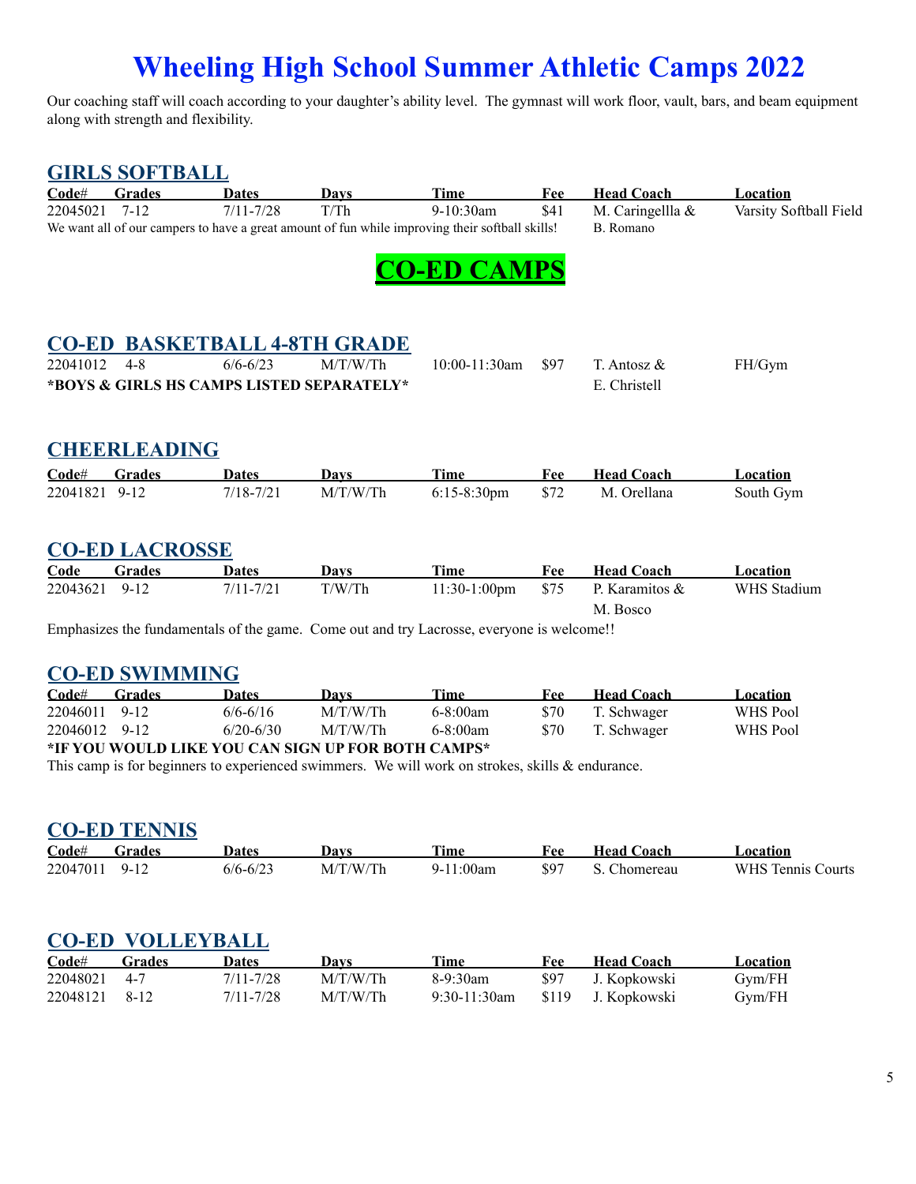# Wheeling High School Summer Athletic Camps 2022

Our coaching staff will coach according to your daughter's ability level. The gymnast will work floor, vault, bars, and beam equipment along with strength and flexibility.

## GIRLS SOFTBALL

| Code# | Grades | Dates | Days | Time | Fee | Head Coach | Location |
|---|---|---|---|---|---|---|---|
| 22045021 | 7-12 | 7/11-7/28 | T/Th | 9-10:30am | $41 | M. Caringellla & B. Romano | Varsity Softball Field |

We want all of our campers to have a great amount of fun while improving their softball skills!

# CO-ED CAMPS

## CO-ED BASKETBALL 4-8TH GRADE

| | | | | | | | |
|---|---|---|---|---|---|---|---|
| 22041012 | 4-8 | 6/6-6/23 | M/T/W/Th | 10:00-11:30am | $97 | T. Antosz & E. Christell | FH/Gym |

**\*BOYS & GIRLS HS CAMPS LISTED SEPARATELY\***

## CHEERLEADING

| Code# | Grades | Dates | Days | Time | Fee | Head Coach | Location |
|---|---|---|---|---|---|---|---|
| 22041821 | 9-12 | 7/18-7/21 | M/T/W/Th | 6:15-8:30pm | $72 | M. Orellana | South Gym |

## CO-ED LACROSSE

| Code | Grades | Dates | Days | Time | Fee | Head Coach | Location |
|---|---|---|---|---|---|---|---|
| 22043621 | 9-12 | 7/11-7/21 | T/W/Th | 11:30-1:00pm | $75 | P. Karamitos & M. Bosco | WHS Stadium |

Emphasizes the fundamentals of the game. Come out and try Lacrosse, everyone is welcome!!

## CO-ED SWIMMING

| Code# | Grades | Dates | Days | Time | Fee | Head Coach | Location |
|---|---|---|---|---|---|---|---|
| 22046011 | 9-12 | 6/6-6/16 | M/T/W/Th | 6-8:00am | $70 | T. Schwager | WHS Pool |
| 22046012 | 9-12 | 6/20-6/30 | M/T/W/Th | 6-8:00am | $70 | T. Schwager | WHS Pool |

**\*IF YOU WOULD LIKE YOU CAN SIGN UP FOR BOTH CAMPS\***

This camp is for beginners to experienced swimmers. We will work on strokes, skills & endurance.

## CO-ED TENNIS

| Code# | Grades | Dates | Days | Time | Fee | Head Coach | Location |
|---|---|---|---|---|---|---|---|
| 22047011 | 9-12 | 6/6-6/23 | M/T/W/Th | 9-11:00am | $97 | S. Chomereau | WHS Tennis Courts |

## CO-ED VOLLEYBALL

| Code# | Grades | Dates | Days | Time | Fee | Head Coach | Location |
|---|---|---|---|---|---|---|---|
| 22048021 | 4-7 | 7/11-7/28 | M/T/W/Th | 8-9:30am | $97 | J. Kopkowski | Gym/FH |
| 22048121 | 8-12 | 7/11-7/28 | M/T/W/Th | 9:30-11:30am | $119 | J. Kopkowski | Gym/FH |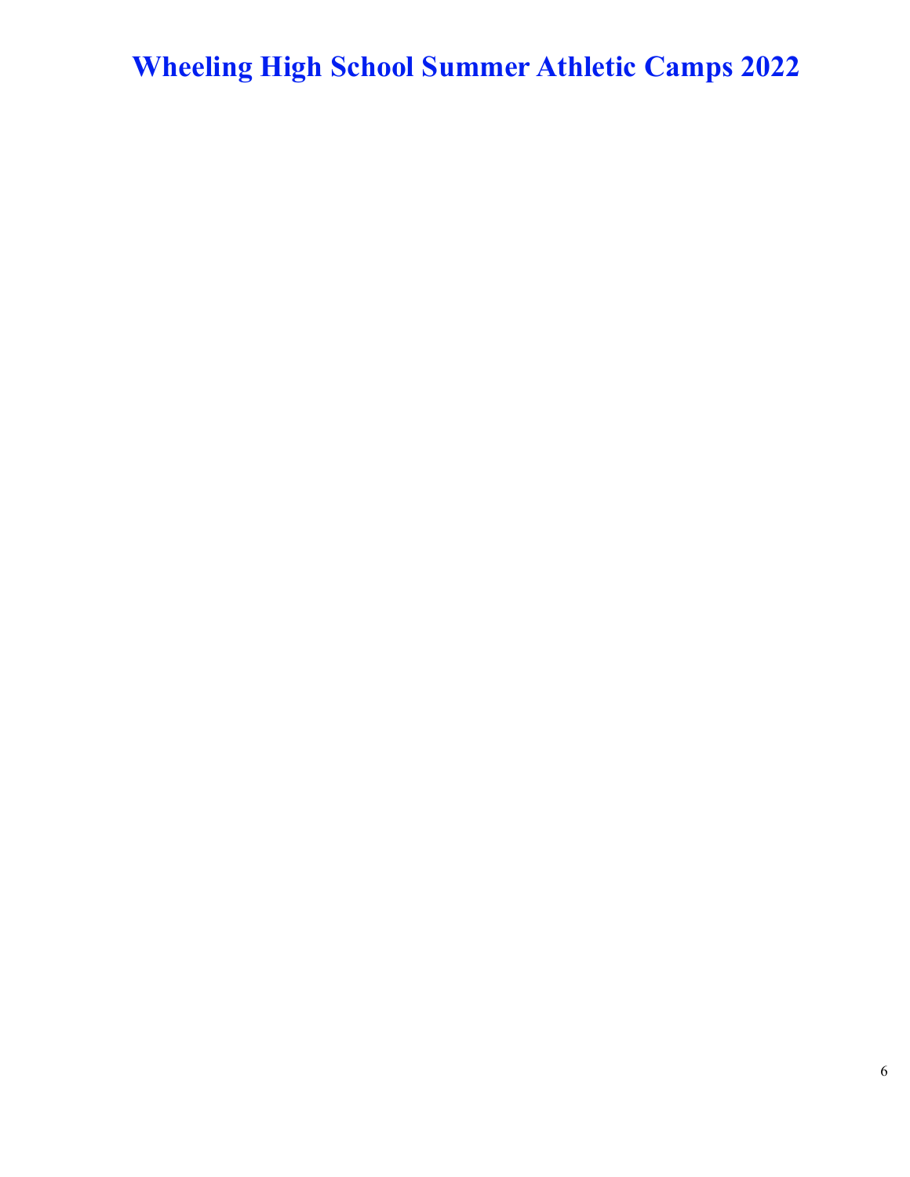# Wheeling High School Summer Athletic Camps 2022